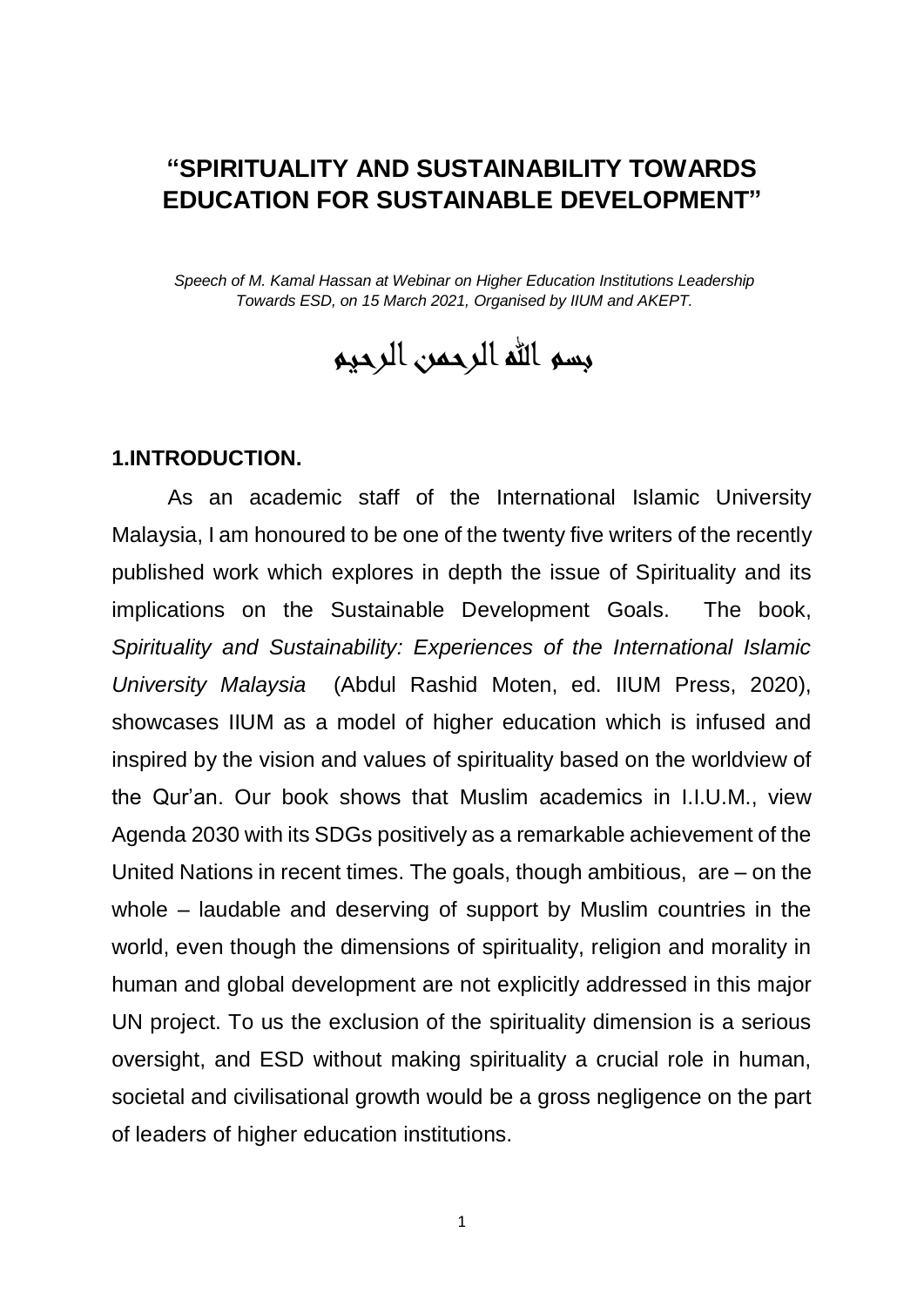# "SPIRITUALITY AND SUSTAINABILITY TOWARDS EDUCATION FOR SUSTAINABLE DEVELOPMENT"

*Speech of M. Kamal Hassan at Webinar on Higher Education Institutions Leadership Towards ESD, on 15 March 2021, Organised by IIUM and AKEPT.*

بسم الله الرحمن الرحيم

## 1.INTRODUCTION.

As an academic staff of the International Islamic University Malaysia, I am honoured to be one of the twenty five writers of the recently published work which explores in depth the issue of Spirituality and its implications on the Sustainable Development Goals. The book, *Spirituality and Sustainability: Experiences of the International Islamic University Malaysia* (Abdul Rashid Moten, ed. IIUM Press, 2020), showcases IIUM as a model of higher education which is infused and inspired by the vision and values of spirituality based on the worldview of the Qur'an. Our book shows that Muslim academics in I.I.U.M., view Agenda 2030 with its SDGs positively as a remarkable achievement of the United Nations in recent times. The goals, though ambitious, are – on the whole – laudable and deserving of support by Muslim countries in the world, even though the dimensions of spirituality, religion and morality in human and global development are not explicitly addressed in this major UN project. To us the exclusion of the spirituality dimension is a serious oversight, and ESD without making spirituality a crucial role in human, societal and civilisational growth would be a gross negligence on the part of leaders of higher education institutions.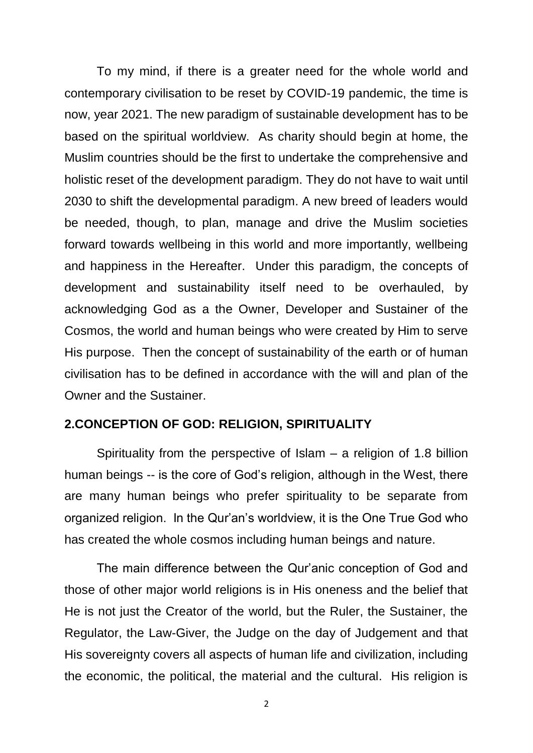To my mind, if there is a greater need for the whole world and contemporary civilisation to be reset by COVID-19 pandemic, the time is now, year 2021. The new paradigm of sustainable development has to be based on the spiritual worldview. As charity should begin at home, the Muslim countries should be the first to undertake the comprehensive and holistic reset of the development paradigm. They do not have to wait until 2030 to shift the developmental paradigm. A new breed of leaders would be needed, though, to plan, manage and drive the Muslim societies forward towards wellbeing in this world and more importantly, wellbeing and happiness in the Hereafter. Under this paradigm, the concepts of development and sustainability itself need to be overhauled, by acknowledging God as a the Owner, Developer and Sustainer of the Cosmos, the world and human beings who were created by Him to serve His purpose. Then the concept of sustainability of the earth or of human civilisation has to be defined in accordance with the will and plan of the Owner and the Sustainer.

## 2.CONCEPTION OF GOD: RELIGION, SPIRITUALITY

Spirituality from the perspective of Islam – a religion of 1.8 billion human beings -- is the core of God's religion, although in the West, there are many human beings who prefer spirituality to be separate from organized religion. In the Qur'an's worldview, it is the One True God who has created the whole cosmos including human beings and nature.

The main difference between the Qur'anic conception of God and those of other major world religions is in His oneness and the belief that He is not just the Creator of the world, but the Ruler, the Sustainer, the Regulator, the Law-Giver, the Judge on the day of Judgement and that His sovereignty covers all aspects of human life and civilization, including the economic, the political, the material and the cultural. His religion is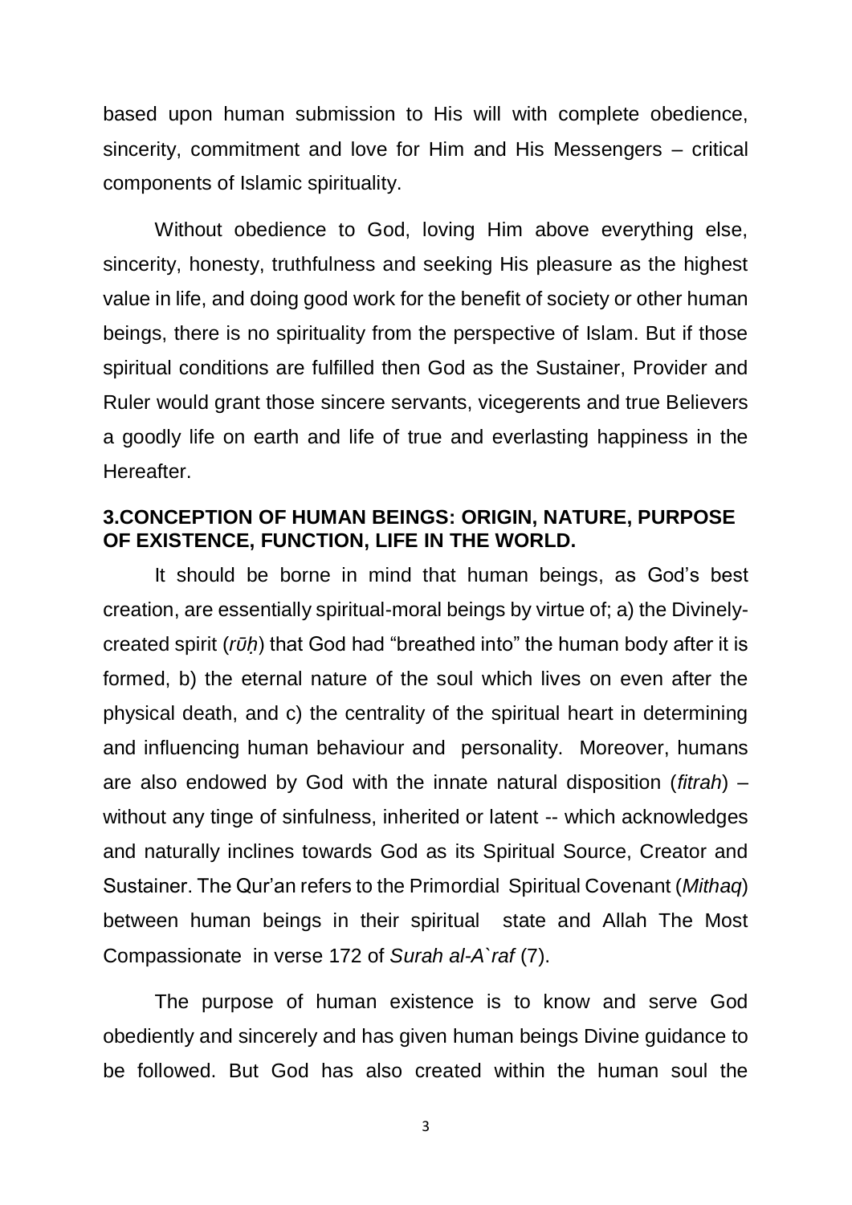based upon human submission to His will with complete obedience, sincerity, commitment and love for Him and His Messengers – critical components of Islamic spirituality.

Without obedience to God, loving Him above everything else, sincerity, honesty, truthfulness and seeking His pleasure as the highest value in life, and doing good work for the benefit of society or other human beings, there is no spirituality from the perspective of Islam. But if those spiritual conditions are fulfilled then God as the Sustainer, Provider and Ruler would grant those sincere servants, vicegerents and true Believers a goodly life on earth and life of true and everlasting happiness in the Hereafter.

## 3.CONCEPTION OF HUMAN BEINGS: ORIGIN, NATURE, PURPOSE OF EXISTENCE, FUNCTION, LIFE IN THE WORLD.

It should be borne in mind that human beings, as God's best creation, are essentially spiritual-moral beings by virtue of; a) the Divinely-created spirit (*rūḥ*) that God had "breathed into" the human body after it is formed, b) the eternal nature of the soul which lives on even after the physical death, and c) the centrality of the spiritual heart in determining and influencing human behaviour and personality. Moreover, humans are also endowed by God with the innate natural disposition (*fitrah*) – without any tinge of sinfulness, inherited or latent -- which acknowledges and naturally inclines towards God as its Spiritual Source, Creator and Sustainer. The Qur'an refers to the Primordial Spiritual Covenant (*Mithaq*) between human beings in their spiritual state and Allah The Most Compassionate in verse 172 of *Surah al-A`raf* (7).

The purpose of human existence is to know and serve God obediently and sincerely and has given human beings Divine guidance to be followed. But God has also created within the human soul the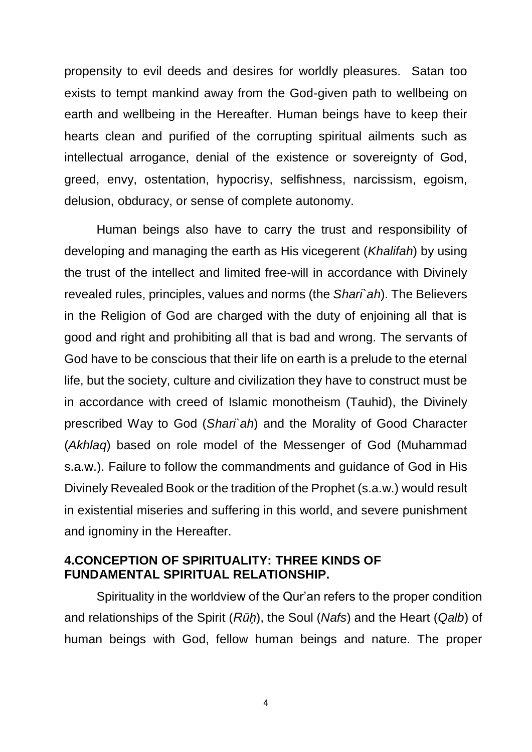propensity to evil deeds and desires for worldly pleasures. Satan too exists to tempt mankind away from the God-given path to wellbeing on earth and wellbeing in the Hereafter. Human beings have to keep their hearts clean and purified of the corrupting spiritual ailments such as intellectual arrogance, denial of the existence or sovereignty of God, greed, envy, ostentation, hypocrisy, selfishness, narcissism, egoism, delusion, obduracy, or sense of complete autonomy.

Human beings also have to carry the trust and responsibility of developing and managing the earth as His vicegerent (*Khalifah*) by using the trust of the intellect and limited free-will in accordance with Divinely revealed rules, principles, values and norms (the *Shari`ah*). The Believers in the Religion of God are charged with the duty of enjoining all that is good and right and prohibiting all that is bad and wrong. The servants of God have to be conscious that their life on earth is a prelude to the eternal life, but the society, culture and civilization they have to construct must be in accordance with creed of Islamic monotheism (Tauhid), the Divinely prescribed Way to God (*Shari`ah*) and the Morality of Good Character (*Akhlaq*) based on role model of the Messenger of God (Muhammad s.a.w.). Failure to follow the commandments and guidance of God in His Divinely Revealed Book or the tradition of the Prophet (s.a.w.) would result in existential miseries and suffering in this world, and severe punishment and ignominy in the Hereafter.

## 4.CONCEPTION OF SPIRITUALITY: THREE KINDS OF FUNDAMENTAL SPIRITUAL RELATIONSHIP.

Spirituality in the worldview of the Qur'an refers to the proper condition and relationships of the Spirit (*Rūḥ*), the Soul (*Nafs*) and the Heart (*Qalb*) of human beings with God, fellow human beings and nature. The proper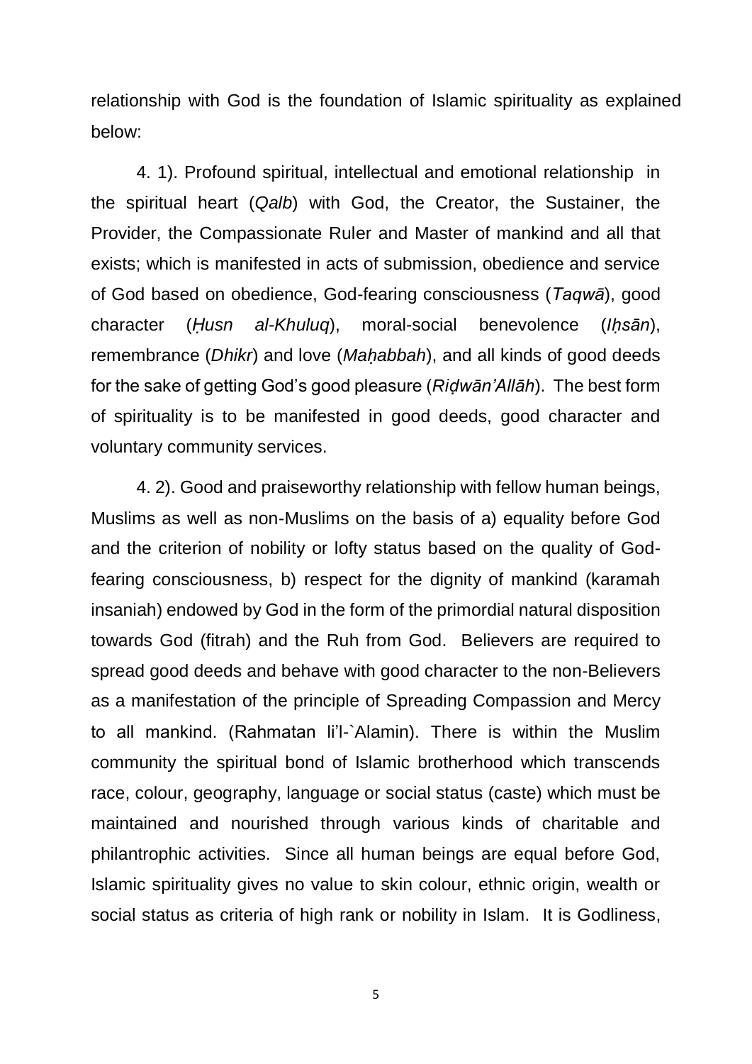relationship with God is the foundation of Islamic spirituality as explained below:

4. 1). Profound spiritual, intellectual and emotional relationship in the spiritual heart (*Qalb*) with God, the Creator, the Sustainer, the Provider, the Compassionate Ruler and Master of mankind and all that exists; which is manifested in acts of submission, obedience and service of God based on obedience, God-fearing consciousness (*Taqwā*), good character (*Ḥusn al-Khuluq*), moral-social benevolence (*Iḥsān*), remembrance (*Dhikr*) and love (*Maḥabbah*), and all kinds of good deeds for the sake of getting God's good pleasure (*Riḍwān'Allāh*). The best form of spirituality is to be manifested in good deeds, good character and voluntary community services.

4. 2). Good and praiseworthy relationship with fellow human beings, Muslims as well as non-Muslims on the basis of a) equality before God and the criterion of nobility or lofty status based on the quality of God-fearing consciousness, b) respect for the dignity of mankind (karamah insaniah) endowed by God in the form of the primordial natural disposition towards God (fitrah) and the Ruh from God. Believers are required to spread good deeds and behave with good character to the non-Believers as a manifestation of the principle of Spreading Compassion and Mercy to all mankind. (Rahmatan li'l-`Alamin). There is within the Muslim community the spiritual bond of Islamic brotherhood which transcends race, colour, geography, language or social status (caste) which must be maintained and nourished through various kinds of charitable and philantrophic activities. Since all human beings are equal before God, Islamic spirituality gives no value to skin colour, ethnic origin, wealth or social status as criteria of high rank or nobility in Islam. It is Godliness,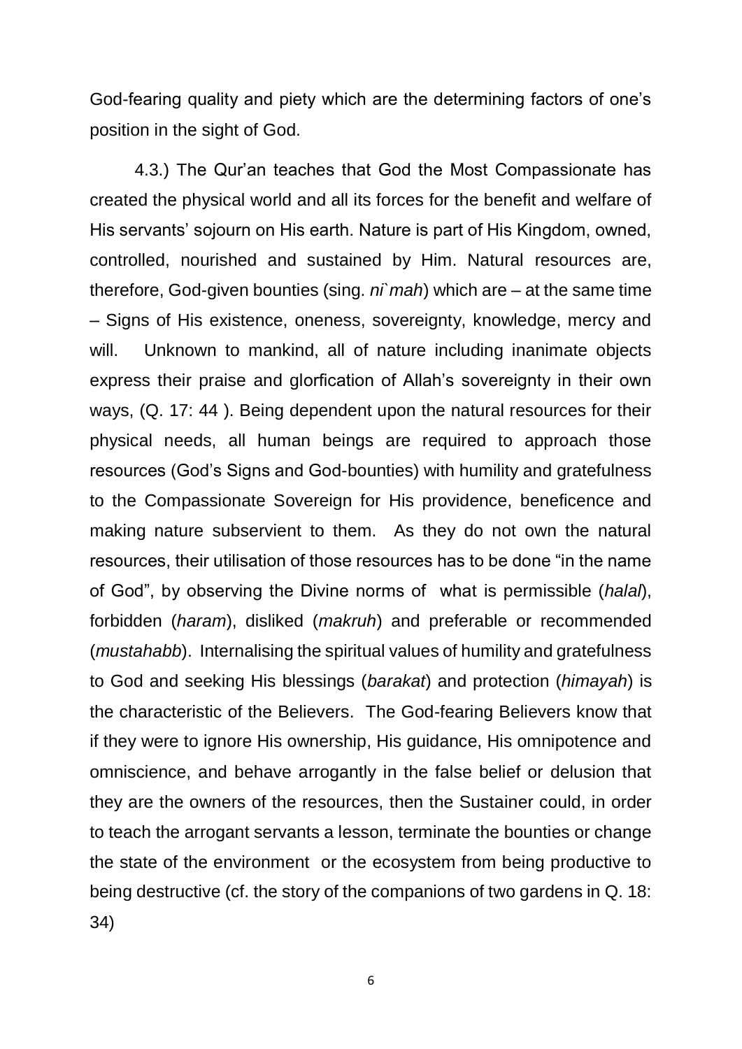God-fearing quality and piety which are the determining factors of one's position in the sight of God.

4.3.) The Qur'an teaches that God the Most Compassionate has created the physical world and all its forces for the benefit and welfare of His servants' sojourn on His earth. Nature is part of His Kingdom, owned, controlled, nourished and sustained by Him. Natural resources are, therefore, God-given bounties (sing. *ni`mah*) which are – at the same time – Signs of His existence, oneness, sovereignty, knowledge, mercy and will. Unknown to mankind, all of nature including inanimate objects express their praise and glorfication of Allah's sovereignty in their own ways, (Q. 17: 44 ). Being dependent upon the natural resources for their physical needs, all human beings are required to approach those resources (God's Signs and God-bounties) with humility and gratefulness to the Compassionate Sovereign for His providence, beneficence and making nature subservient to them. As they do not own the natural resources, their utilisation of those resources has to be done "in the name of God", by observing the Divine norms of what is permissible (*halal*), forbidden (*haram*), disliked (*makruh*) and preferable or recommended (*mustahabb*). Internalising the spiritual values of humility and gratefulness to God and seeking His blessings (*barakat*) and protection (*himayah*) is the characteristic of the Believers. The God-fearing Believers know that if they were to ignore His ownership, His guidance, His omnipotence and omniscience, and behave arrogantly in the false belief or delusion that they are the owners of the resources, then the Sustainer could, in order to teach the arrogant servants a lesson, terminate the bounties or change the state of the environment or the ecosystem from being productive to being destructive (cf. the story of the companions of two gardens in Q. 18: 34)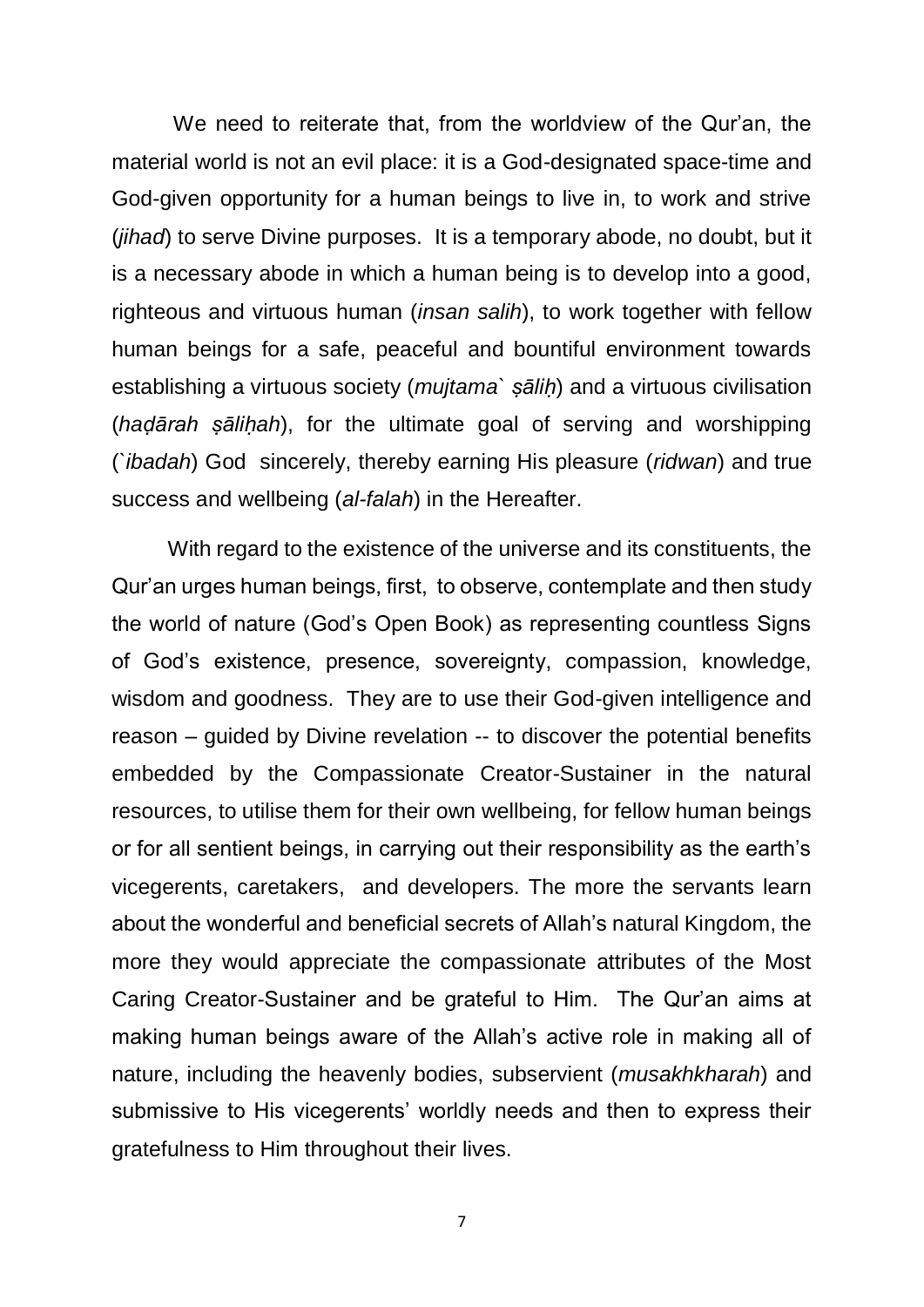We need to reiterate that, from the worldview of the Qur'an, the material world is not an evil place: it is a God-designated space-time and God-given opportunity for a human beings to live in, to work and strive (*jihad*) to serve Divine purposes. It is a temporary abode, no doubt, but it is a necessary abode in which a human being is to develop into a good, righteous and virtuous human (*insan salih*), to work together with fellow human beings for a safe, peaceful and bountiful environment towards establishing a virtuous society (*mujtama` ṣāliḥ*) and a virtuous civilisation (*haḍārah ṣāliḥah*), for the ultimate goal of serving and worshipping (*`ibadah*) God sincerely, thereby earning His pleasure (*ridwan*) and true success and wellbeing (*al-falah*) in the Hereafter.

With regard to the existence of the universe and its constituents, the Qur'an urges human beings, first, to observe, contemplate and then study the world of nature (God's Open Book) as representing countless Signs of God's existence, presence, sovereignty, compassion, knowledge, wisdom and goodness. They are to use their God-given intelligence and reason – guided by Divine revelation -- to discover the potential benefits embedded by the Compassionate Creator-Sustainer in the natural resources, to utilise them for their own wellbeing, for fellow human beings or for all sentient beings, in carrying out their responsibility as the earth's vicegerents, caretakers, and developers. The more the servants learn about the wonderful and beneficial secrets of Allah's natural Kingdom, the more they would appreciate the compassionate attributes of the Most Caring Creator-Sustainer and be grateful to Him. The Qur'an aims at making human beings aware of the Allah's active role in making all of nature, including the heavenly bodies, subservient (*musakhkharah*) and submissive to His vicegerents' worldly needs and then to express their gratefulness to Him throughout their lives.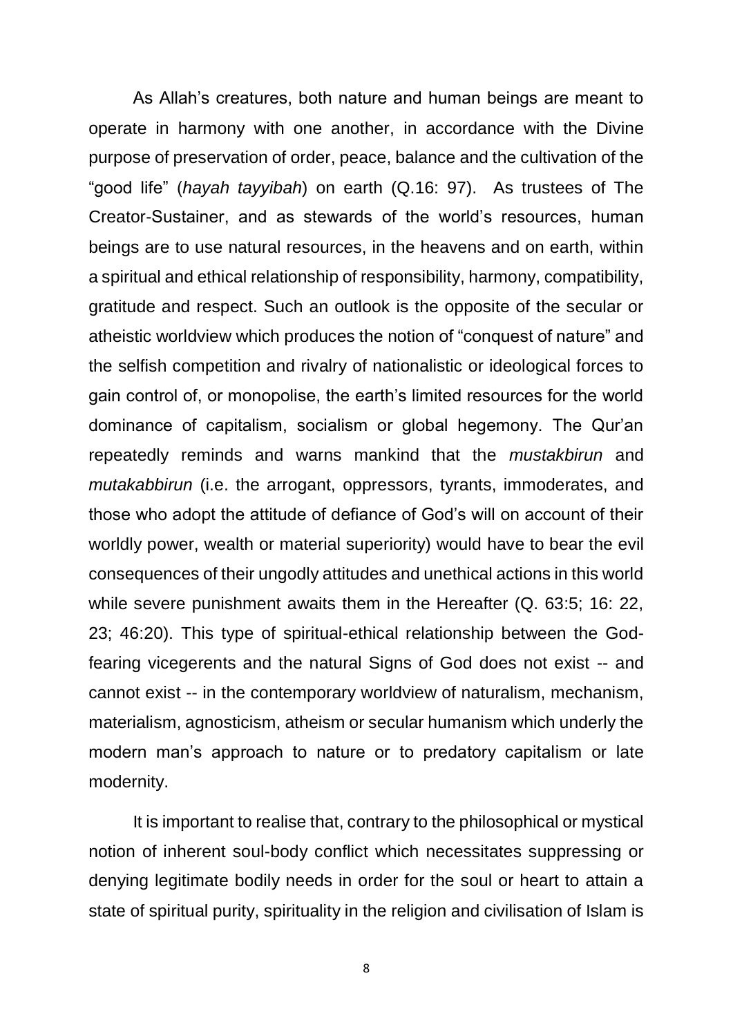As Allah's creatures, both nature and human beings are meant to operate in harmony with one another, in accordance with the Divine purpose of preservation of order, peace, balance and the cultivation of the "good life" (*hayah tayyibah*) on earth (Q.16: 97). As trustees of The Creator-Sustainer, and as stewards of the world's resources, human beings are to use natural resources, in the heavens and on earth, within a spiritual and ethical relationship of responsibility, harmony, compatibility, gratitude and respect. Such an outlook is the opposite of the secular or atheistic worldview which produces the notion of "conquest of nature" and the selfish competition and rivalry of nationalistic or ideological forces to gain control of, or monopolise, the earth's limited resources for the world dominance of capitalism, socialism or global hegemony. The Qur'an repeatedly reminds and warns mankind that the *mustakbirun* and *mutakabbirun* (i.e. the arrogant, oppressors, tyrants, immoderates, and those who adopt the attitude of defiance of God's will on account of their worldly power, wealth or material superiority) would have to bear the evil consequences of their ungodly attitudes and unethical actions in this world while severe punishment awaits them in the Hereafter (Q. 63:5; 16: 22, 23; 46:20). This type of spiritual-ethical relationship between the God-fearing vicegerents and the natural Signs of God does not exist -- and cannot exist -- in the contemporary worldview of naturalism, mechanism, materialism, agnosticism, atheism or secular humanism which underly the modern man's approach to nature or to predatory capitalism or late modernity.

It is important to realise that, contrary to the philosophical or mystical notion of inherent soul-body conflict which necessitates suppressing or denying legitimate bodily needs in order for the soul or heart to attain a state of spiritual purity, spirituality in the religion and civilisation of Islam is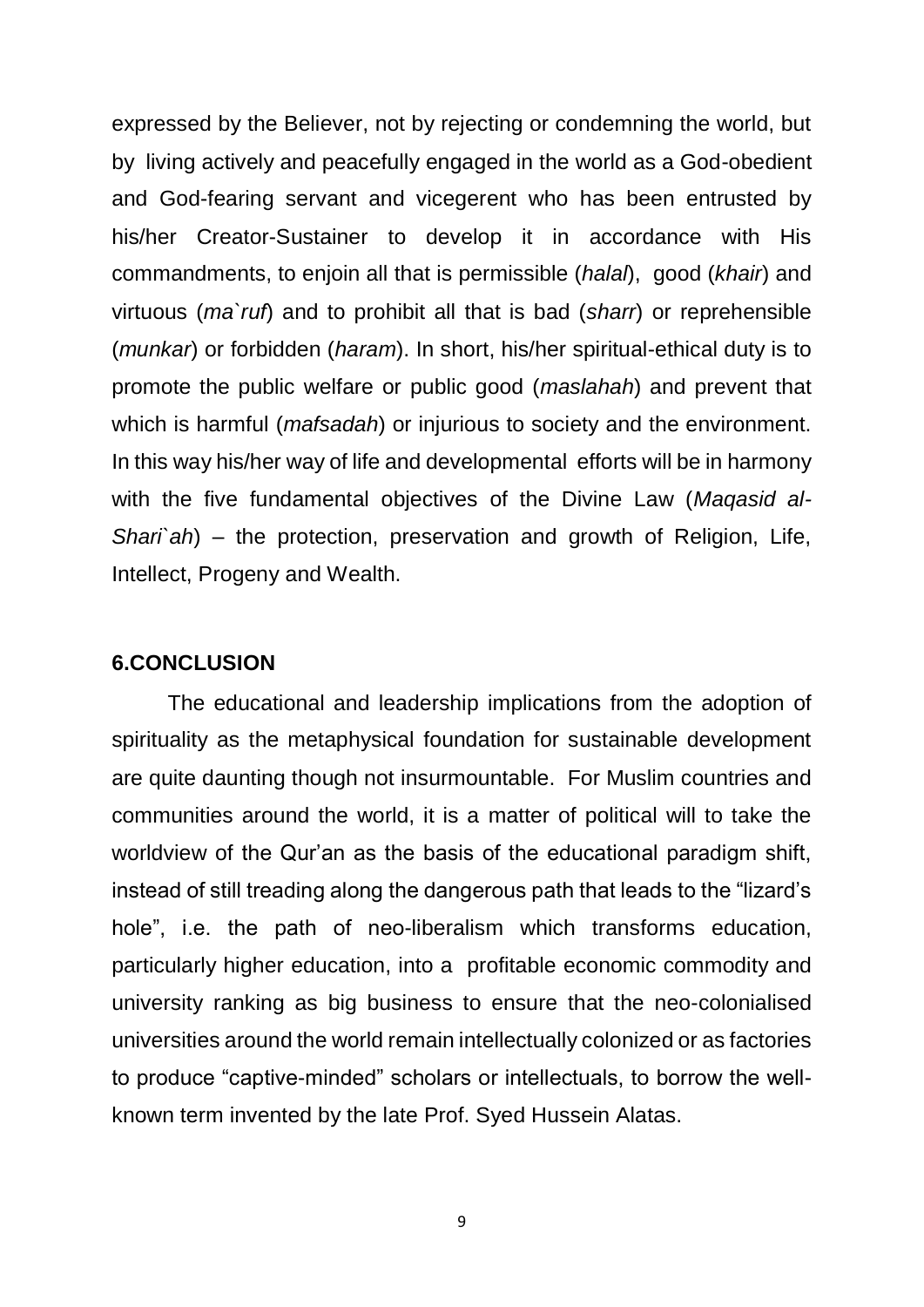expressed by the Believer, not by rejecting or condemning the world, but by living actively and peacefully engaged in the world as a God-obedient and God-fearing servant and vicegerent who has been entrusted by his/her Creator-Sustainer to develop it in accordance with His commandments, to enjoin all that is permissible (*halal*), good (*khair*) and virtuous (*ma`ruf*) and to prohibit all that is bad (*sharr*) or reprehensible (*munkar*) or forbidden (*haram*). In short, his/her spiritual-ethical duty is to promote the public welfare or public good (*maslahah*) and prevent that which is harmful (*mafsadah*) or injurious to society and the environment. In this way his/her way of life and developmental efforts will be in harmony with the five fundamental objectives of the Divine Law (*Maqasid al-Shari`ah*) – the protection, preservation and growth of Religion, Life, Intellect, Progeny and Wealth.

## 6.CONCLUSION

The educational and leadership implications from the adoption of spirituality as the metaphysical foundation for sustainable development are quite daunting though not insurmountable. For Muslim countries and communities around the world, it is a matter of political will to take the worldview of the Qur'an as the basis of the educational paradigm shift, instead of still treading along the dangerous path that leads to the "lizard's hole", i.e. the path of neo-liberalism which transforms education, particularly higher education, into a profitable economic commodity and university ranking as big business to ensure that the neo-colonialised universities around the world remain intellectually colonized or as factories to produce "captive-minded" scholars or intellectuals, to borrow the well-known term invented by the late Prof. Syed Hussein Alatas.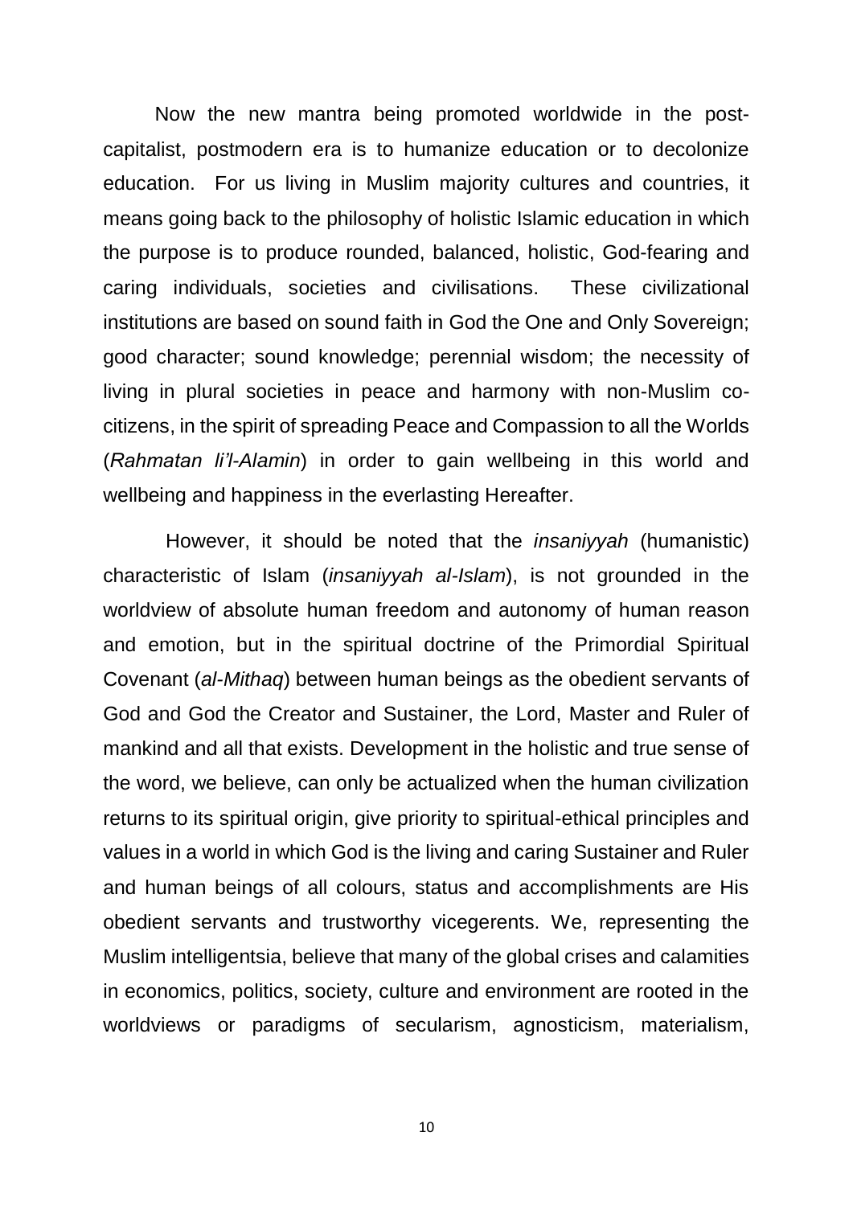Now the new mantra being promoted worldwide in the post-capitalist, postmodern era is to humanize education or to decolonize education. For us living in Muslim majority cultures and countries, it means going back to the philosophy of holistic Islamic education in which the purpose is to produce rounded, balanced, holistic, God-fearing and caring individuals, societies and civilisations. These civilizational institutions are based on sound faith in God the One and Only Sovereign; good character; sound knowledge; perennial wisdom; the necessity of living in plural societies in peace and harmony with non-Muslim co-citizens, in the spirit of spreading Peace and Compassion to all the Worlds (*Rahmatan li'l-Alamin*) in order to gain wellbeing in this world and wellbeing and happiness in the everlasting Hereafter.

However, it should be noted that the *insaniyyah* (humanistic) characteristic of Islam (*insaniyyah al-Islam*), is not grounded in the worldview of absolute human freedom and autonomy of human reason and emotion, but in the spiritual doctrine of the Primordial Spiritual Covenant (*al-Mithaq*) between human beings as the obedient servants of God and God the Creator and Sustainer, the Lord, Master and Ruler of mankind and all that exists. Development in the holistic and true sense of the word, we believe, can only be actualized when the human civilization returns to its spiritual origin, give priority to spiritual-ethical principles and values in a world in which God is the living and caring Sustainer and Ruler and human beings of all colours, status and accomplishments are His obedient servants and trustworthy vicegerents. We, representing the Muslim intelligentsia, believe that many of the global crises and calamities in economics, politics, society, culture and environment are rooted in the worldviews or paradigms of secularism, agnosticism, materialism,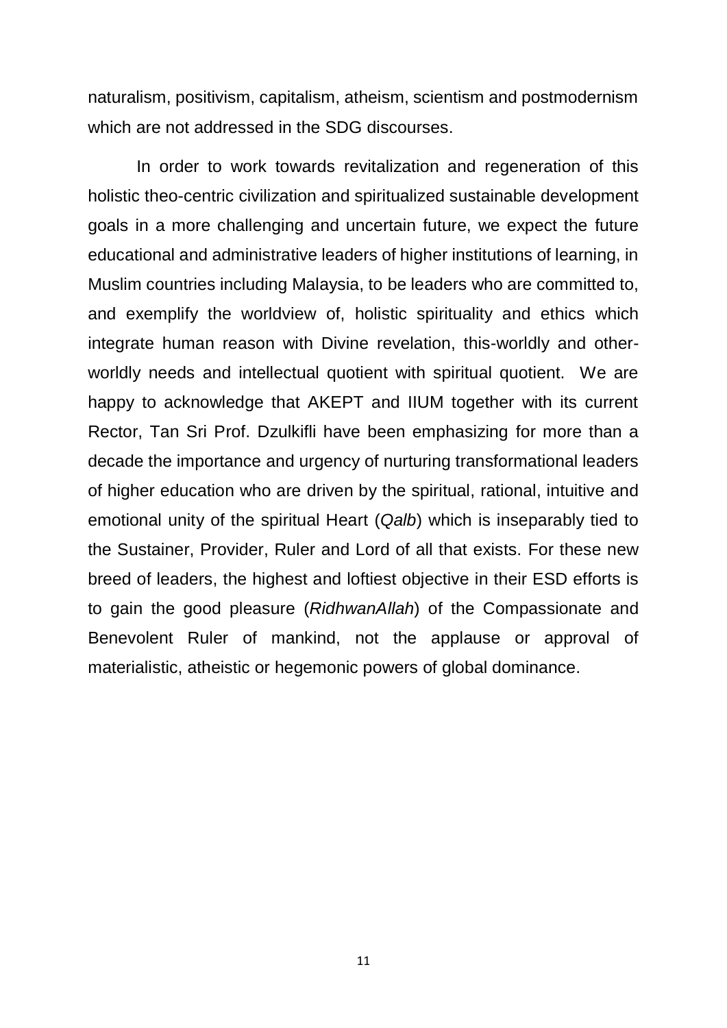naturalism, positivism, capitalism, atheism, scientism and postmodernism which are not addressed in the SDG discourses.

In order to work towards revitalization and regeneration of this holistic theo-centric civilization and spiritualized sustainable development goals in a more challenging and uncertain future, we expect the future educational and administrative leaders of higher institutions of learning, in Muslim countries including Malaysia, to be leaders who are committed to, and exemplify the worldview of, holistic spirituality and ethics which integrate human reason with Divine revelation, this-worldly and other-worldly needs and intellectual quotient with spiritual quotient. We are happy to acknowledge that AKEPT and IIUM together with its current Rector, Tan Sri Prof. Dzulkifli have been emphasizing for more than a decade the importance and urgency of nurturing transformational leaders of higher education who are driven by the spiritual, rational, intuitive and emotional unity of the spiritual Heart (*Qalb*) which is inseparably tied to the Sustainer, Provider, Ruler and Lord of all that exists. For these new breed of leaders, the highest and loftiest objective in their ESD efforts is to gain the good pleasure (*RidhwanAllah*) of the Compassionate and Benevolent Ruler of mankind, not the applause or approval of materialistic, atheistic or hegemonic powers of global dominance.